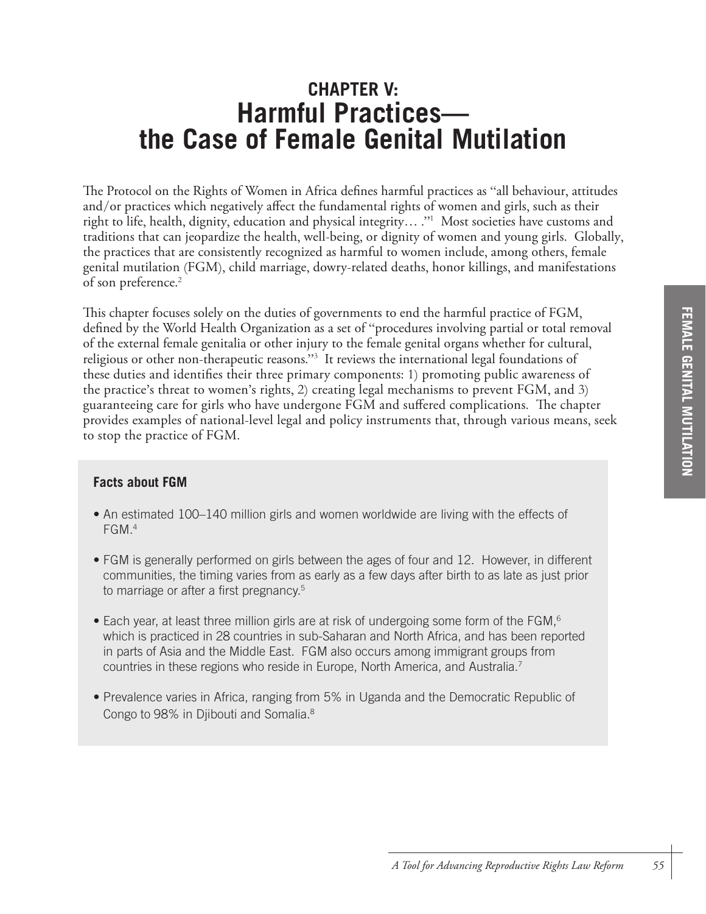# CHAPTER V: Harmful Practices—the Case of Female Genital Mutilation

The Protocol on the Rights of Women in Africa defines harmful practices as "all behaviour, attitudes and/or practices which negatively affect the fundamental rights of women and girls, such as their right to life, health, dignity, education and physical integrity… ."[1] Most societies have customs and traditions that can jeopardize the health, well-being, or dignity of women and young girls. Globally, the practices that are consistently recognized as harmful to women include, among others, female genital mutilation (FGM), child marriage, dowry-related deaths, honor killings, and manifestations of son preference.[2]

This chapter focuses solely on the duties of governments to end the harmful practice of FGM, defined by the World Health Organization as a set of "procedures involving partial or total removal of the external female genitalia or other injury to the female genital organs whether for cultural, religious or other non-therapeutic reasons."[3] It reviews the international legal foundations of these duties and identifies their three primary components: 1) promoting public awareness of the practice's threat to women's rights, 2) creating legal mechanisms to prevent FGM, and 3) guaranteeing care for girls who have undergone FGM and suffered complications. The chapter provides examples of national-level legal and policy instruments that, through various means, seek to stop the practice of FGM.

### Facts about FGM

- An estimated 100–140 million girls and women worldwide are living with the effects of FGM.[4]
- FGM is generally performed on girls between the ages of four and 12. However, in different communities, the timing varies from as early as a few days after birth to as late as just prior to marriage or after a first pregnancy.[5]
- Each year, at least three million girls are at risk of undergoing some form of the FGM,[6] which is practiced in 28 countries in sub-Saharan and North Africa, and has been reported in parts of Asia and the Middle East. FGM also occurs among immigrant groups from countries in these regions who reside in Europe, North America, and Australia.[7]
- Prevalence varies in Africa, ranging from 5% in Uganda and the Democratic Republic of Congo to 98% in Djibouti and Somalia.[8]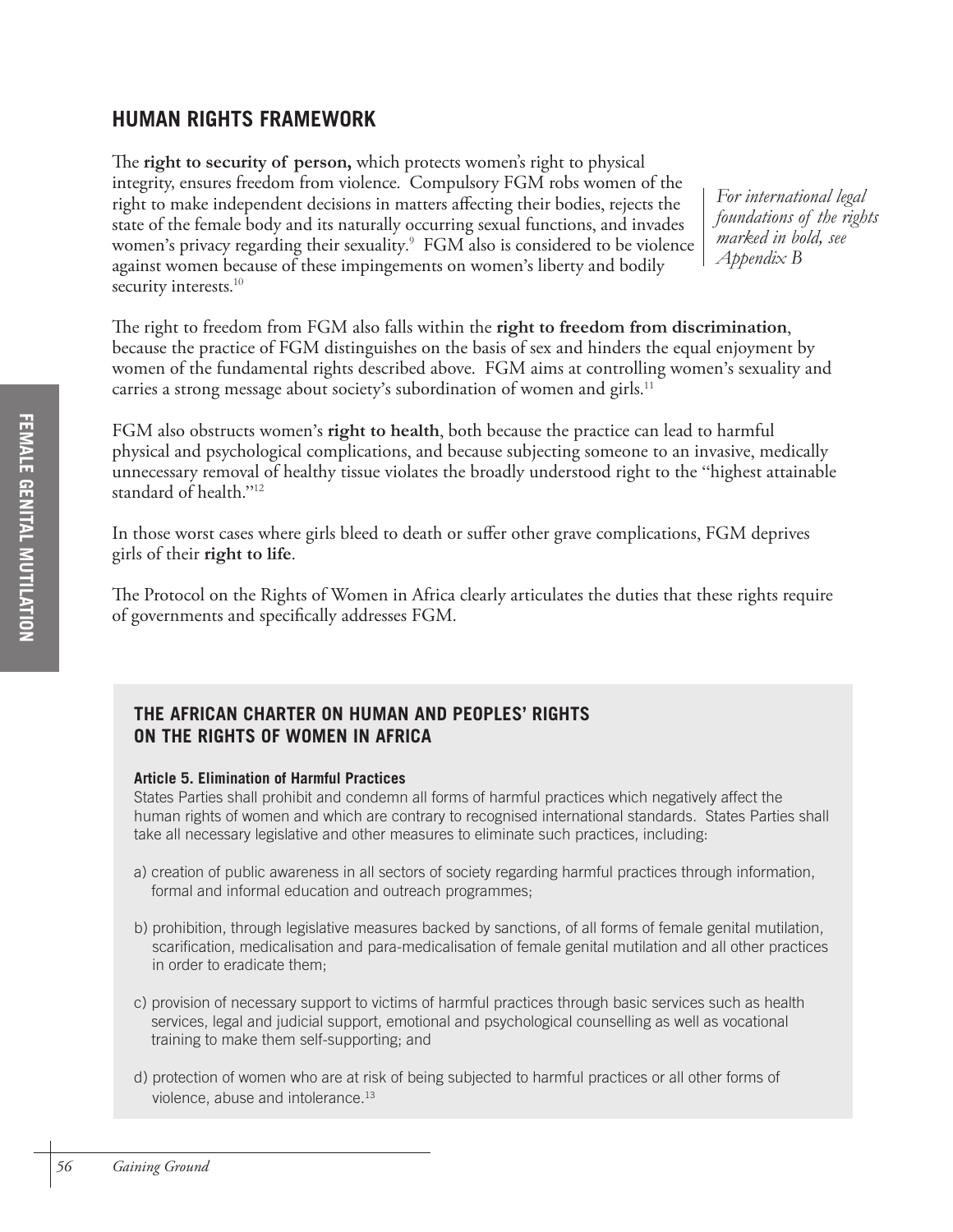## HUMAN RIGHTS FRAMEWORK

*For international legal foundations of the rights marked in bold, see Appendix B*

The **right to security of person,** which protects women's right to physical integrity, ensures freedom from violence. Compulsory FGM robs women of the right to make independent decisions in matters affecting their bodies, rejects the state of the female body and its naturally occurring sexual functions, and invades women's privacy regarding their sexuality.[9] FGM also is considered to be violence against women because of these impingements on women's liberty and bodily security interests.[10]

The right to freedom from FGM also falls within the **right to freedom from discrimination**, because the practice of FGM distinguishes on the basis of sex and hinders the equal enjoyment by women of the fundamental rights described above. FGM aims at controlling women's sexuality and carries a strong message about society's subordination of women and girls.[11]

FGM also obstructs women's **right to health**, both because the practice can lead to harmful physical and psychological complications, and because subjecting someone to an invasive, medically unnecessary removal of healthy tissue violates the broadly understood right to the "highest attainable standard of health."[12]

In those worst cases where girls bleed to death or suffer other grave complications, FGM deprives girls of their **right to life**.

The Protocol on the Rights of Women in Africa clearly articulates the duties that these rights require of governments and specifically addresses FGM.

### THE AFRICAN CHARTER ON HUMAN AND PEOPLES' RIGHTS ON THE RIGHTS OF WOMEN IN AFRICA

**Article 5. Elimination of Harmful Practices**

States Parties shall prohibit and condemn all forms of harmful practices which negatively affect the human rights of women and which are contrary to recognised international standards. States Parties shall take all necessary legislative and other measures to eliminate such practices, including:

a) creation of public awareness in all sectors of society regarding harmful practices through information, formal and informal education and outreach programmes;

b) prohibition, through legislative measures backed by sanctions, of all forms of female genital mutilation, scarification, medicalisation and para-medicalisation of female genital mutilation and all other practices in order to eradicate them;

c) provision of necessary support to victims of harmful practices through basic services such as health services, legal and judicial support, emotional and psychological counselling as well as vocational training to make them self-supporting; and

d) protection of women who are at risk of being subjected to harmful practices or all other forms of violence, abuse and intolerance.[13]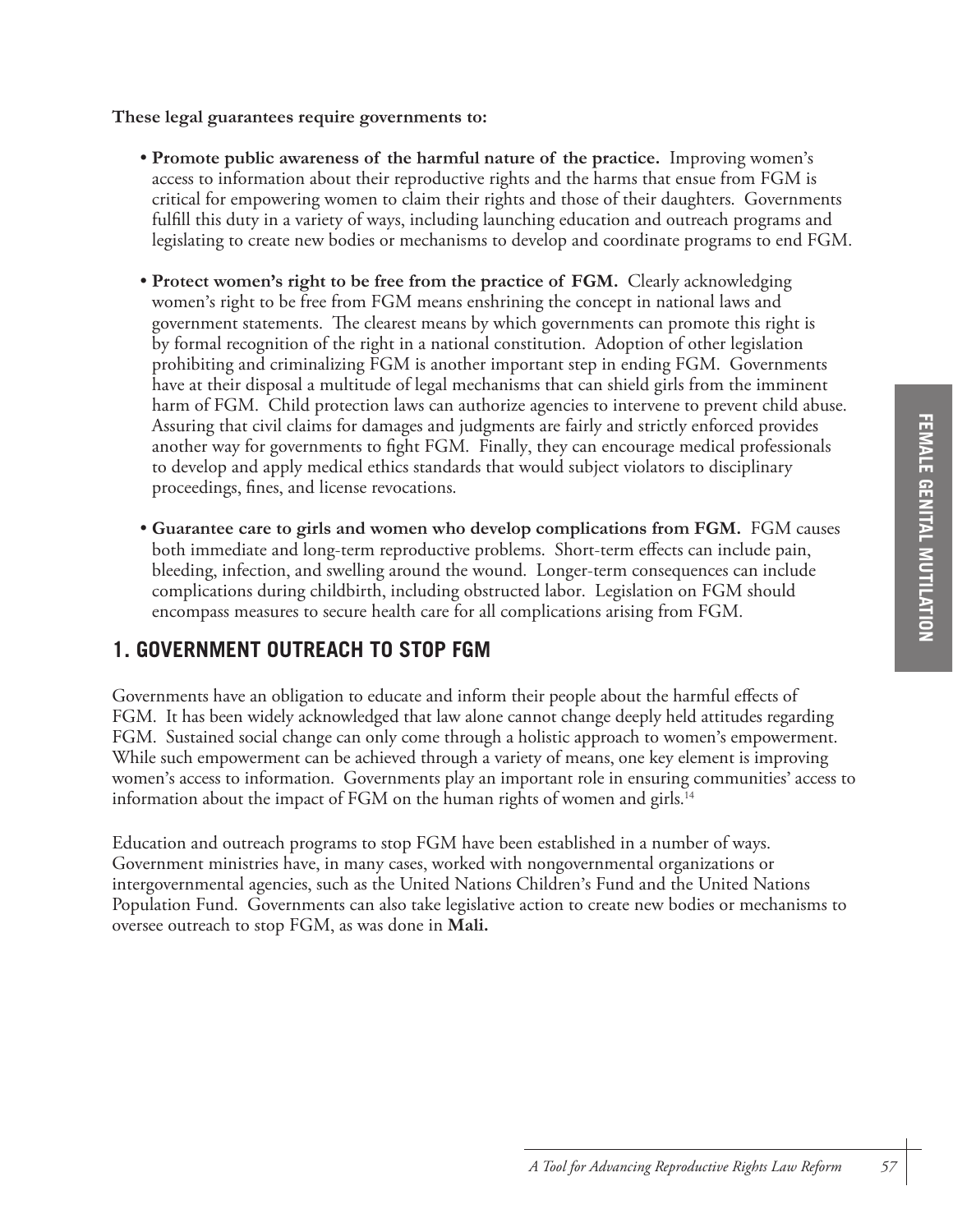**These legal guarantees require governments to:**

- **Promote public awareness of the harmful nature of the practice.** Improving women's access to information about their reproductive rights and the harms that ensue from FGM is critical for empowering women to claim their rights and those of their daughters. Governments fulfill this duty in a variety of ways, including launching education and outreach programs and legislating to create new bodies or mechanisms to develop and coordinate programs to end FGM.

- **Protect women's right to be free from the practice of FGM.** Clearly acknowledging women's right to be free from FGM means enshrining the concept in national laws and government statements. The clearest means by which governments can promote this right is by formal recognition of the right in a national constitution. Adoption of other legislation prohibiting and criminalizing FGM is another important step in ending FGM. Governments have at their disposal a multitude of legal mechanisms that can shield girls from the imminent harm of FGM. Child protection laws can authorize agencies to intervene to prevent child abuse. Assuring that civil claims for damages and judgments are fairly and strictly enforced provides another way for governments to fight FGM. Finally, they can encourage medical professionals to develop and apply medical ethics standards that would subject violators to disciplinary proceedings, fines, and license revocations.

- **Guarantee care to girls and women who develop complications from FGM.** FGM causes both immediate and long-term reproductive problems. Short-term effects can include pain, bleeding, infection, and swelling around the wound. Longer-term consequences can include complications during childbirth, including obstructed labor. Legislation on FGM should encompass measures to secure health care for all complications arising from FGM.

## 1. GOVERNMENT OUTREACH TO STOP FGM

Governments have an obligation to educate and inform their people about the harmful effects of FGM. It has been widely acknowledged that law alone cannot change deeply held attitudes regarding FGM. Sustained social change can only come through a holistic approach to women's empowerment. While such empowerment can be achieved through a variety of means, one key element is improving women's access to information. Governments play an important role in ensuring communities' access to information about the impact of FGM on the human rights of women and girls.[14]

Education and outreach programs to stop FGM have been established in a number of ways. Government ministries have, in many cases, worked with nongovernmental organizations or intergovernmental agencies, such as the United Nations Children's Fund and the United Nations Population Fund. Governments can also take legislative action to create new bodies or mechanisms to oversee outreach to stop FGM, as was done in **Mali.**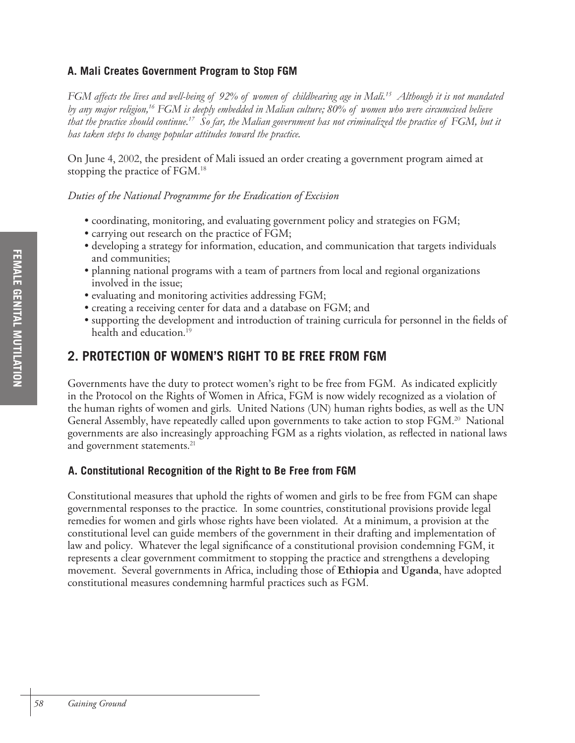### A. Mali Creates Government Program to Stop FGM

*FGM affects the lives and well-being of 92% of women of childbearing age in Mali.[15] Although it is not mandated by any major religion,[16] FGM is deeply embedded in Malian culture; 80% of women who were circumcised believe that the practice should continue.[17] So far, the Malian government has not criminalized the practice of FGM, but it has taken steps to change popular attitudes toward the practice.*

On June 4, 2002, the president of Mali issued an order creating a government program aimed at stopping the practice of FGM.[18]

*Duties of the National Programme for the Eradication of Excision*

- coordinating, monitoring, and evaluating government policy and strategies on FGM;
- carrying out research on the practice of FGM;
- developing a strategy for information, education, and communication that targets individuals and communities;
- planning national programs with a team of partners from local and regional organizations involved in the issue;
- evaluating and monitoring activities addressing FGM;
- creating a receiving center for data and a database on FGM; and
- supporting the development and introduction of training curricula for personnel in the fields of health and education.[19]

## 2. PROTECTION OF WOMEN'S RIGHT TO BE FREE FROM FGM

Governments have the duty to protect women's right to be free from FGM. As indicated explicitly in the Protocol on the Rights of Women in Africa, FGM is now widely recognized as a violation of the human rights of women and girls. United Nations (UN) human rights bodies, as well as the UN General Assembly, have repeatedly called upon governments to take action to stop FGM.[20] National governments are also increasingly approaching FGM as a rights violation, as reflected in national laws and government statements.[21]

### A. Constitutional Recognition of the Right to Be Free from FGM

Constitutional measures that uphold the rights of women and girls to be free from FGM can shape governmental responses to the practice. In some countries, constitutional provisions provide legal remedies for women and girls whose rights have been violated. At a minimum, a provision at the constitutional level can guide members of the government in their drafting and implementation of law and policy. Whatever the legal significance of a constitutional provision condemning FGM, it represents a clear government commitment to stopping the practice and strengthens a developing movement. Several governments in Africa, including those of **Ethiopia** and **Uganda**, have adopted constitutional measures condemning harmful practices such as FGM.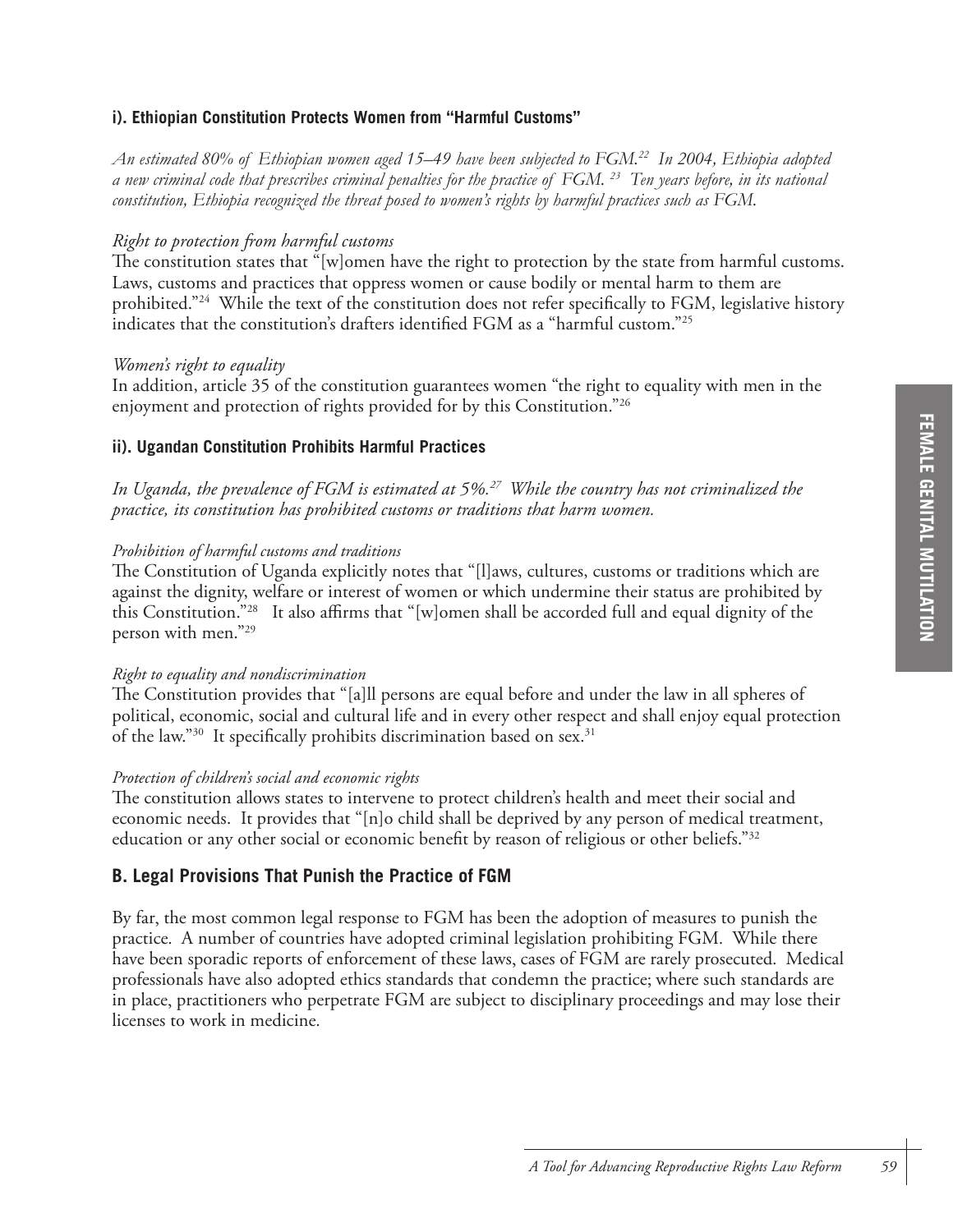### i). Ethiopian Constitution Protects Women from "Harmful Customs"

*An estimated 80% of Ethiopian women aged 15–49 have been subjected to FGM.[22] In 2004, Ethiopia adopted a new criminal code that prescribes criminal penalties for the practice of FGM.[23] Ten years before, in its national constitution, Ethiopia recognized the threat posed to women's rights by harmful practices such as FGM.*

*Right to protection from harmful customs*

The constitution states that "[w]omen have the right to protection by the state from harmful customs. Laws, customs and practices that oppress women or cause bodily or mental harm to them are prohibited."[24] While the text of the constitution does not refer specifically to FGM, legislative history indicates that the constitution's drafters identified FGM as a "harmful custom."[25]

*Women's right to equality*

In addition, article 35 of the constitution guarantees women "the right to equality with men in the enjoyment and protection of rights provided for by this Constitution."[26]

### ii). Ugandan Constitution Prohibits Harmful Practices

*In Uganda, the prevalence of FGM is estimated at 5%.[27] While the country has not criminalized the practice, its constitution has prohibited customs or traditions that harm women.*

*Prohibition of harmful customs and traditions*

The Constitution of Uganda explicitly notes that "[l]aws, cultures, customs or traditions which are against the dignity, welfare or interest of women or which undermine their status are prohibited by this Constitution."[28] It also affirms that "[w]omen shall be accorded full and equal dignity of the person with men."[29]

*Right to equality and nondiscrimination*

The Constitution provides that "[a]ll persons are equal before and under the law in all spheres of political, economic, social and cultural life and in every other respect and shall enjoy equal protection of the law."[30] It specifically prohibits discrimination based on sex.[31]

*Protection of children's social and economic rights*

The constitution allows states to intervene to protect children's health and meet their social and economic needs. It provides that "[n]o child shall be deprived by any person of medical treatment, education or any other social or economic benefit by reason of religious or other beliefs."[32]

## B. Legal Provisions That Punish the Practice of FGM

By far, the most common legal response to FGM has been the adoption of measures to punish the practice. A number of countries have adopted criminal legislation prohibiting FGM. While there have been sporadic reports of enforcement of these laws, cases of FGM are rarely prosecuted. Medical professionals have also adopted ethics standards that condemn the practice; where such standards are in place, practitioners who perpetrate FGM are subject to disciplinary proceedings and may lose their licenses to work in medicine.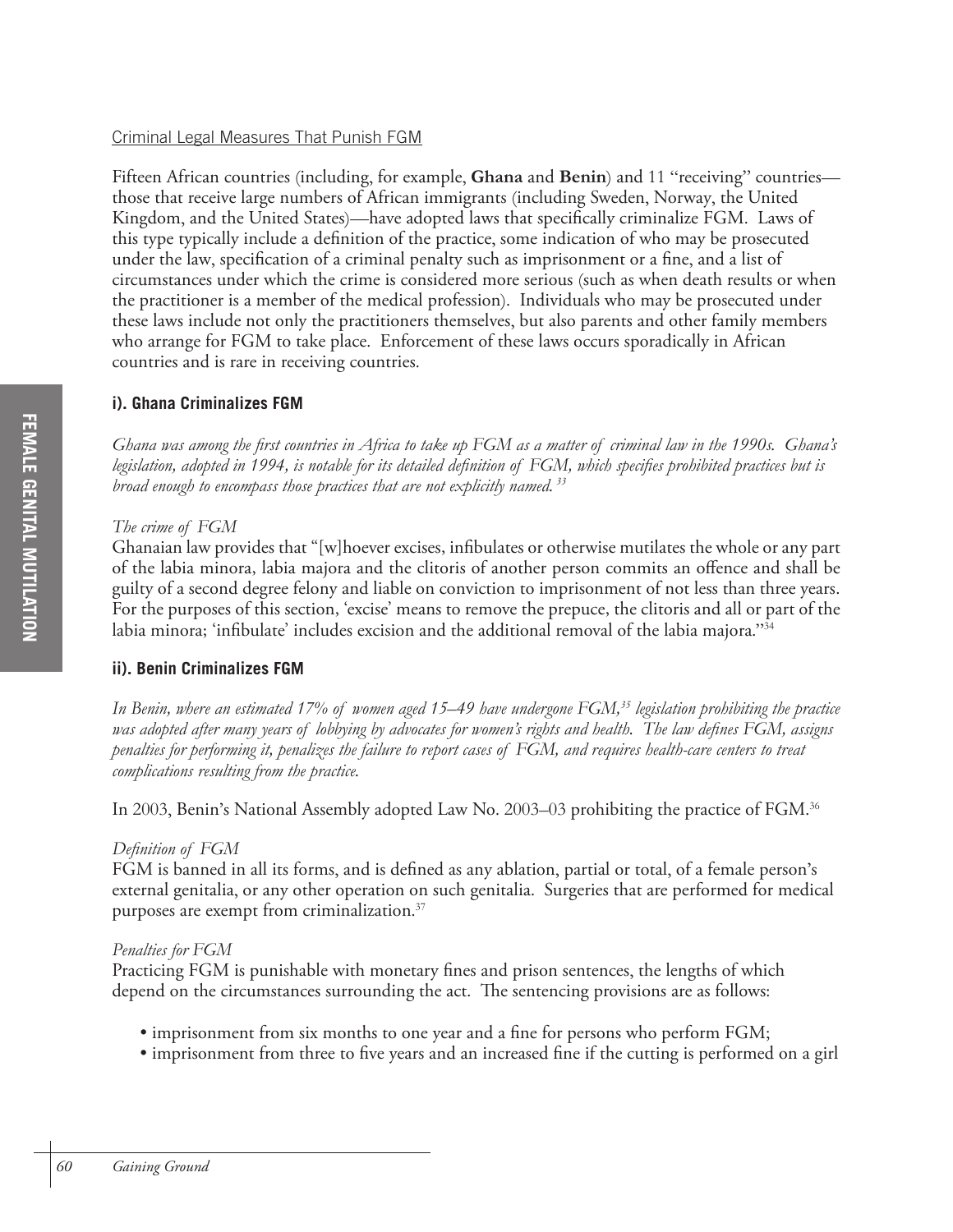Criminal Legal Measures That Punish FGM

Fifteen African countries (including, for example, **Ghana** and **Benin**) and 11 "receiving" countries—those that receive large numbers of African immigrants (including Sweden, Norway, the United Kingdom, and the United States)—have adopted laws that specifically criminalize FGM. Laws of this type typically include a definition of the practice, some indication of who may be prosecuted under the law, specification of a criminal penalty such as imprisonment or a fine, and a list of circumstances under which the crime is considered more serious (such as when death results or when the practitioner is a member of the medical profession). Individuals who may be prosecuted under these laws include not only the practitioners themselves, but also parents and other family members who arrange for FGM to take place. Enforcement of these laws occurs sporadically in African countries and is rare in receiving countries.

### i). Ghana Criminalizes FGM

*Ghana was among the first countries in Africa to take up FGM as a matter of criminal law in the 1990s. Ghana's legislation, adopted in 1994, is notable for its detailed definition of FGM, which specifies prohibited practices but is broad enough to encompass those practices that are not explicitly named.*[33]

*The crime of FGM*

Ghanaian law provides that "[w]hoever excises, infibulates or otherwise mutilates the whole or any part of the labia minora, labia majora and the clitoris of another person commits an offence and shall be guilty of a second degree felony and liable on conviction to imprisonment of not less than three years. For the purposes of this section, 'excise' means to remove the prepuce, the clitoris and all or part of the labia minora; 'infibulate' includes excision and the additional removal of the labia majora."[34]

### ii). Benin Criminalizes FGM

*In Benin, where an estimated 17% of women aged 15–49 have undergone FGM,*[35] *legislation prohibiting the practice was adopted after many years of lobbying by advocates for women's rights and health. The law defines FGM, assigns penalties for performing it, penalizes the failure to report cases of FGM, and requires health-care centers to treat complications resulting from the practice.*

In 2003, Benin's National Assembly adopted Law No. 2003–03 prohibiting the practice of FGM.[36]

*Definition of FGM*

FGM is banned in all its forms, and is defined as any ablation, partial or total, of a female person's external genitalia, or any other operation on such genitalia. Surgeries that are performed for medical purposes are exempt from criminalization.[37]

*Penalties for FGM*

Practicing FGM is punishable with monetary fines and prison sentences, the lengths of which depend on the circumstances surrounding the act. The sentencing provisions are as follows:

- imprisonment from six months to one year and a fine for persons who perform FGM;
- imprisonment from three to five years and an increased fine if the cutting is performed on a girl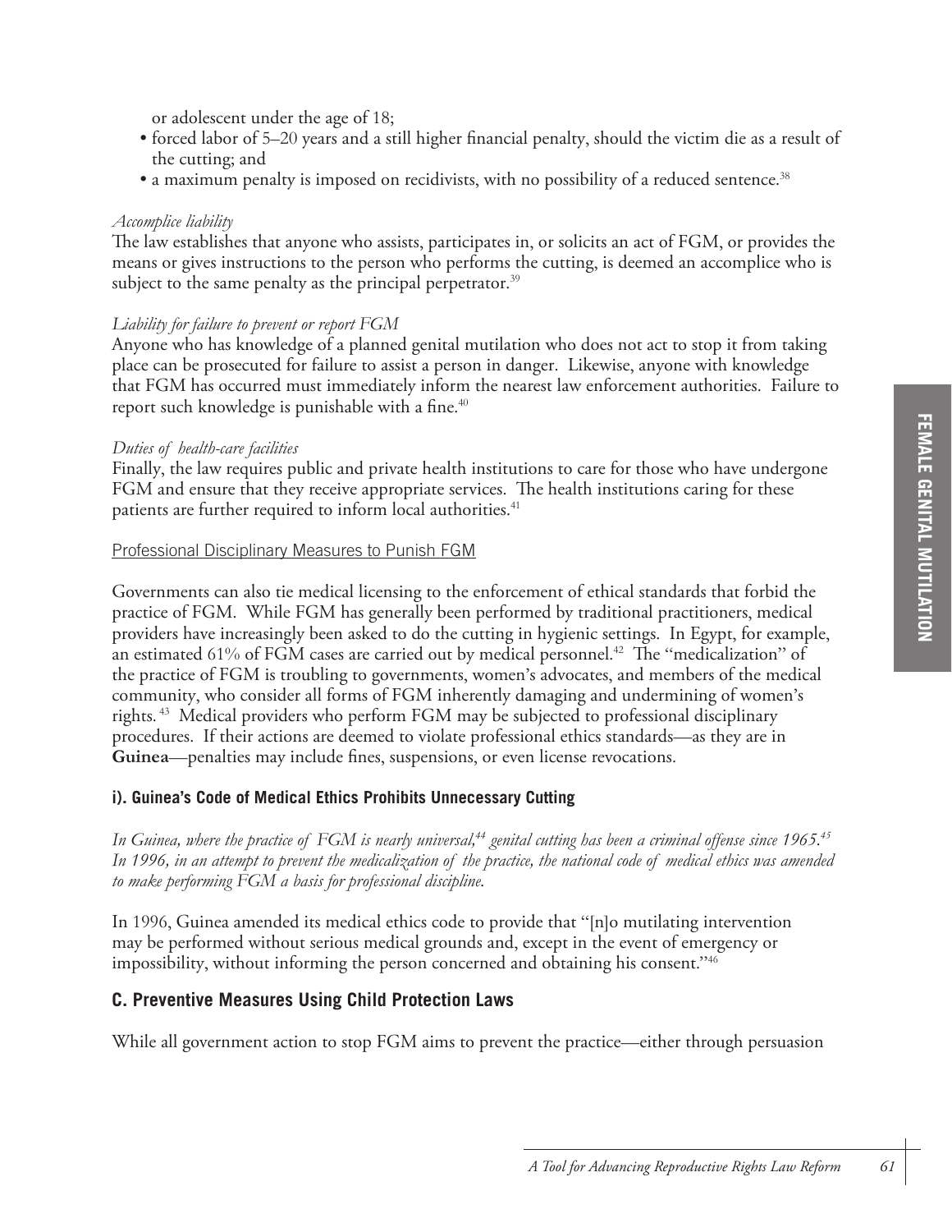or adolescent under the age of 18;

- forced labor of 5–20 years and a still higher financial penalty, should the victim die as a result of the cutting; and
- a maximum penalty is imposed on recidivists, with no possibility of a reduced sentence.[38]

*Accomplice liability*

The law establishes that anyone who assists, participates in, or solicits an act of FGM, or provides the means or gives instructions to the person who performs the cutting, is deemed an accomplice who is subject to the same penalty as the principal perpetrator.[39]

*Liability for failure to prevent or report FGM*

Anyone who has knowledge of a planned genital mutilation who does not act to stop it from taking place can be prosecuted for failure to assist a person in danger. Likewise, anyone with knowledge that FGM has occurred must immediately inform the nearest law enforcement authorities. Failure to report such knowledge is punishable with a fine.[40]

*Duties of health-care facilities*

Finally, the law requires public and private health institutions to care for those who have undergone FGM and ensure that they receive appropriate services. The health institutions caring for these patients are further required to inform local authorities.[41]

Professional Disciplinary Measures to Punish FGM

Governments can also tie medical licensing to the enforcement of ethical standards that forbid the practice of FGM. While FGM has generally been performed by traditional practitioners, medical providers have increasingly been asked to do the cutting in hygienic settings. In Egypt, for example, an estimated 61% of FGM cases are carried out by medical personnel.[42] The "medicalization" of the practice of FGM is troubling to governments, women's advocates, and members of the medical community, who consider all forms of FGM inherently damaging and undermining of women's rights.[43] Medical providers who perform FGM may be subjected to professional disciplinary procedures. If their actions are deemed to violate professional ethics standards—as they are in **Guinea**—penalties may include fines, suspensions, or even license revocations.

#### i). Guinea's Code of Medical Ethics Prohibits Unnecessary Cutting

*In Guinea, where the practice of FGM is nearly universal,[44] genital cutting has been a criminal offense since 1965.[45] In 1996, in an attempt to prevent the medicalization of the practice, the national code of medical ethics was amended to make performing FGM a basis for professional discipline.*

In 1996, Guinea amended its medical ethics code to provide that "[n]o mutilating intervention may be performed without serious medical grounds and, except in the event of emergency or impossibility, without informing the person concerned and obtaining his consent."[46]

### C. Preventive Measures Using Child Protection Laws

While all government action to stop FGM aims to prevent the practice—either through persuasion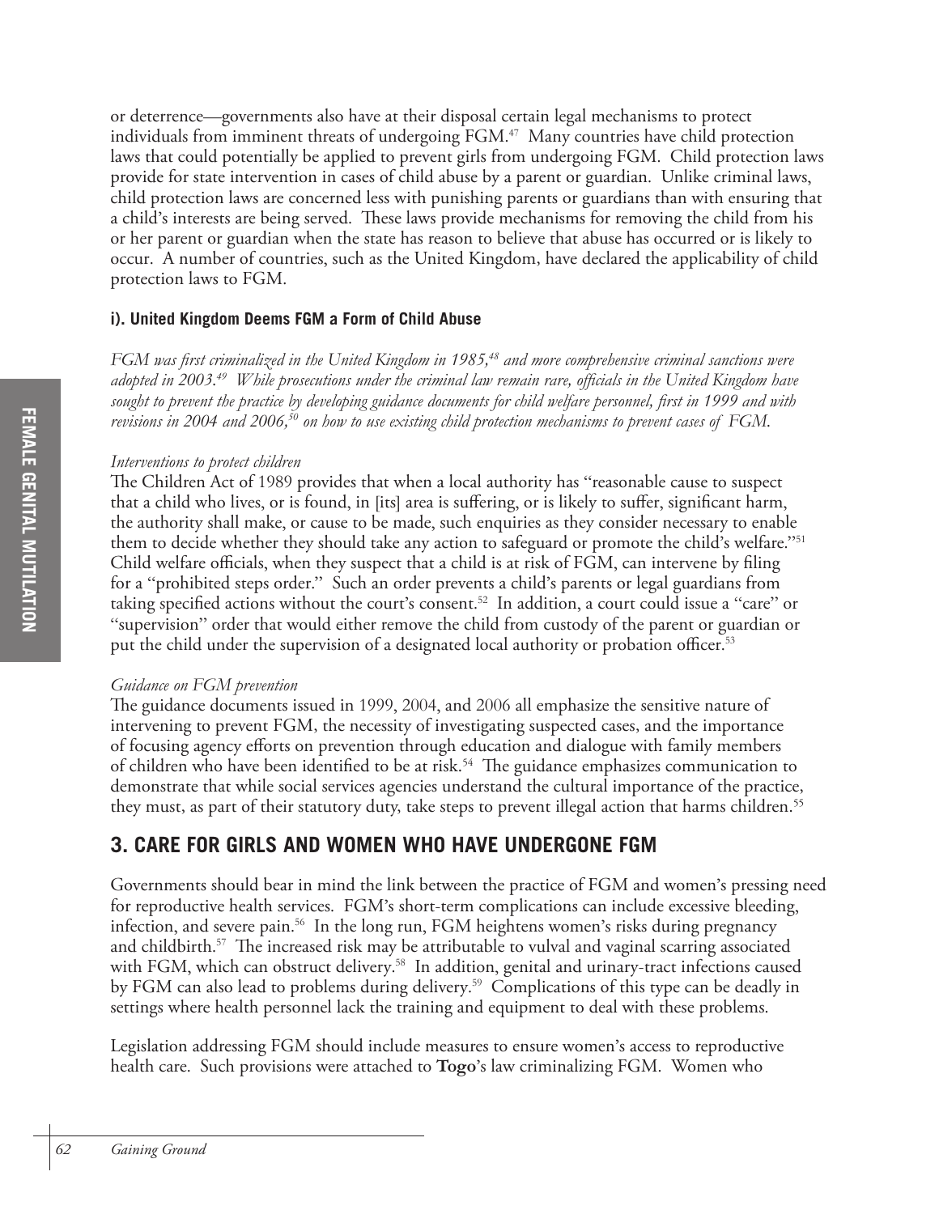or deterrence—governments also have at their disposal certain legal mechanisms to protect individuals from imminent threats of undergoing FGM.[47] Many countries have child protection laws that could potentially be applied to prevent girls from undergoing FGM. Child protection laws provide for state intervention in cases of child abuse by a parent or guardian. Unlike criminal laws, child protection laws are concerned less with punishing parents or guardians than with ensuring that a child's interests are being served. These laws provide mechanisms for removing the child from his or her parent or guardian when the state has reason to believe that abuse has occurred or is likely to occur. A number of countries, such as the United Kingdom, have declared the applicability of child protection laws to FGM.

#### i). United Kingdom Deems FGM a Form of Child Abuse

*FGM was first criminalized in the United Kingdom in 1985,[48] and more comprehensive criminal sanctions were adopted in 2003.[49] While prosecutions under the criminal law remain rare, officials in the United Kingdom have sought to prevent the practice by developing guidance documents for child welfare personnel, first in 1999 and with revisions in 2004 and 2006,[50] on how to use existing child protection mechanisms to prevent cases of FGM.*

*Interventions to protect children*

The Children Act of 1989 provides that when a local authority has "reasonable cause to suspect that a child who lives, or is found, in [its] area is suffering, or is likely to suffer, significant harm, the authority shall make, or cause to be made, such enquiries as they consider necessary to enable them to decide whether they should take any action to safeguard or promote the child's welfare."[51] Child welfare officials, when they suspect that a child is at risk of FGM, can intervene by filing for a "prohibited steps order." Such an order prevents a child's parents or legal guardians from taking specified actions without the court's consent.[52] In addition, a court could issue a "care" or "supervision" order that would either remove the child from custody of the parent or guardian or put the child under the supervision of a designated local authority or probation officer.[53]

*Guidance on FGM prevention*

The guidance documents issued in 1999, 2004, and 2006 all emphasize the sensitive nature of intervening to prevent FGM, the necessity of investigating suspected cases, and the importance of focusing agency efforts on prevention through education and dialogue with family members of children who have been identified to be at risk.[54] The guidance emphasizes communication to demonstrate that while social services agencies understand the cultural importance of the practice, they must, as part of their statutory duty, take steps to prevent illegal action that harms children.[55]

## 3. CARE FOR GIRLS AND WOMEN WHO HAVE UNDERGONE FGM

Governments should bear in mind the link between the practice of FGM and women's pressing need for reproductive health services. FGM's short-term complications can include excessive bleeding, infection, and severe pain.[56] In the long run, FGM heightens women's risks during pregnancy and childbirth.[57] The increased risk may be attributable to vulval and vaginal scarring associated with FGM, which can obstruct delivery.[58] In addition, genital and urinary-tract infections caused by FGM can also lead to problems during delivery.[59] Complications of this type can be deadly in settings where health personnel lack the training and equipment to deal with these problems.

Legislation addressing FGM should include measures to ensure women's access to reproductive health care. Such provisions were attached to **Togo**'s law criminalizing FGM. Women who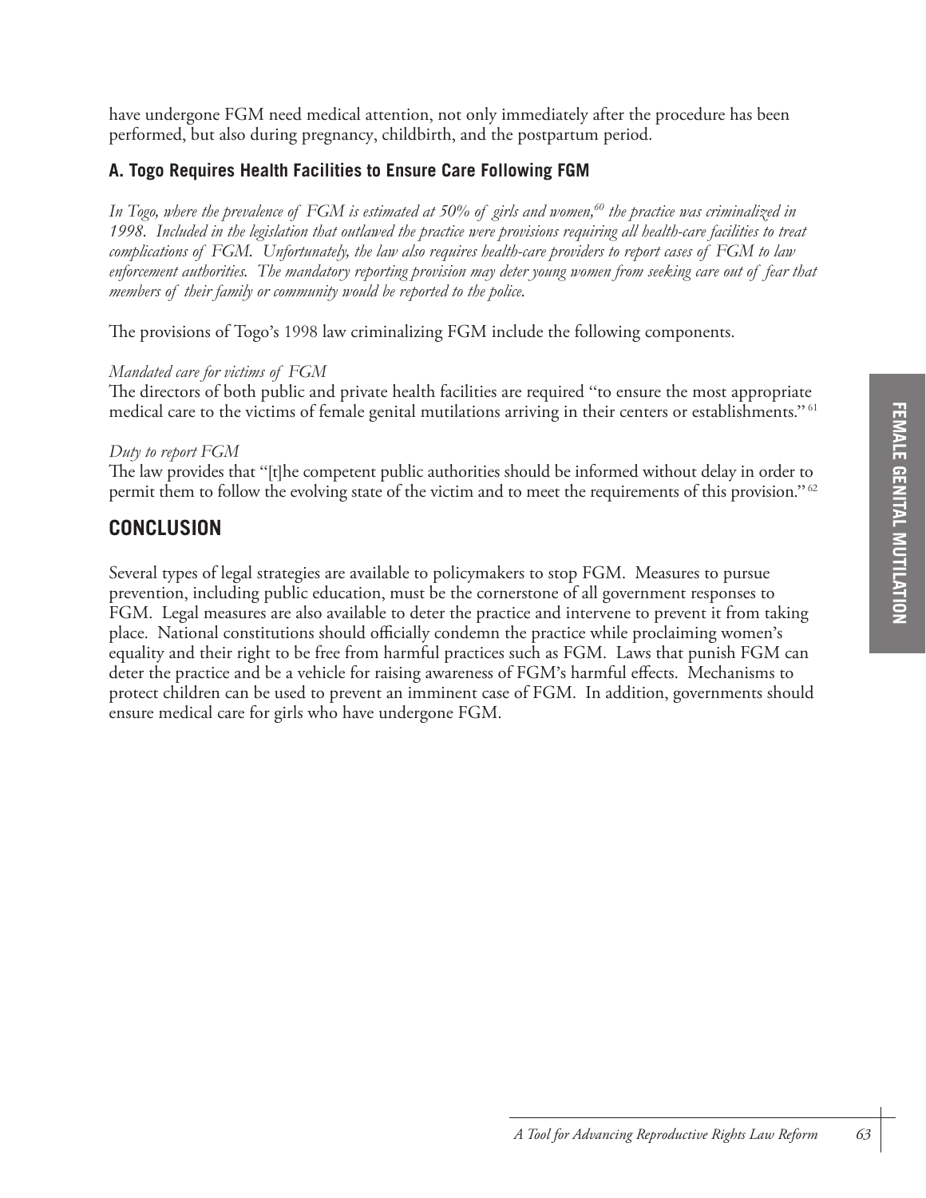have undergone FGM need medical attention, not only immediately after the procedure has been performed, but also during pregnancy, childbirth, and the postpartum period.

### A. Togo Requires Health Facilities to Ensure Care Following FGM

*In Togo, where the prevalence of FGM is estimated at 50% of girls and women,[60] the practice was criminalized in 1998. Included in the legislation that outlawed the practice were provisions requiring all health-care facilities to treat complications of FGM. Unfortunately, the law also requires health-care providers to report cases of FGM to law enforcement authorities. The mandatory reporting provision may deter young women from seeking care out of fear that members of their family or community would be reported to the police.*

The provisions of Togo's 1998 law criminalizing FGM include the following components.

*Mandated care for victims of FGM*
The directors of both public and private health facilities are required "to ensure the most appropriate medical care to the victims of female genital mutilations arriving in their centers or establishments."[61]

*Duty to report FGM*
The law provides that "[t]he competent public authorities should be informed without delay in order to permit them to follow the evolving state of the victim and to meet the requirements of this provision."[62]

## CONCLUSION

Several types of legal strategies are available to policymakers to stop FGM. Measures to pursue prevention, including public education, must be the cornerstone of all government responses to FGM. Legal measures are also available to deter the practice and intervene to prevent it from taking place. National constitutions should officially condemn the practice while proclaiming women's equality and their right to be free from harmful practices such as FGM. Laws that punish FGM can deter the practice and be a vehicle for raising awareness of FGM's harmful effects. Mechanisms to protect children can be used to prevent an imminent case of FGM. In addition, governments should ensure medical care for girls who have undergone FGM.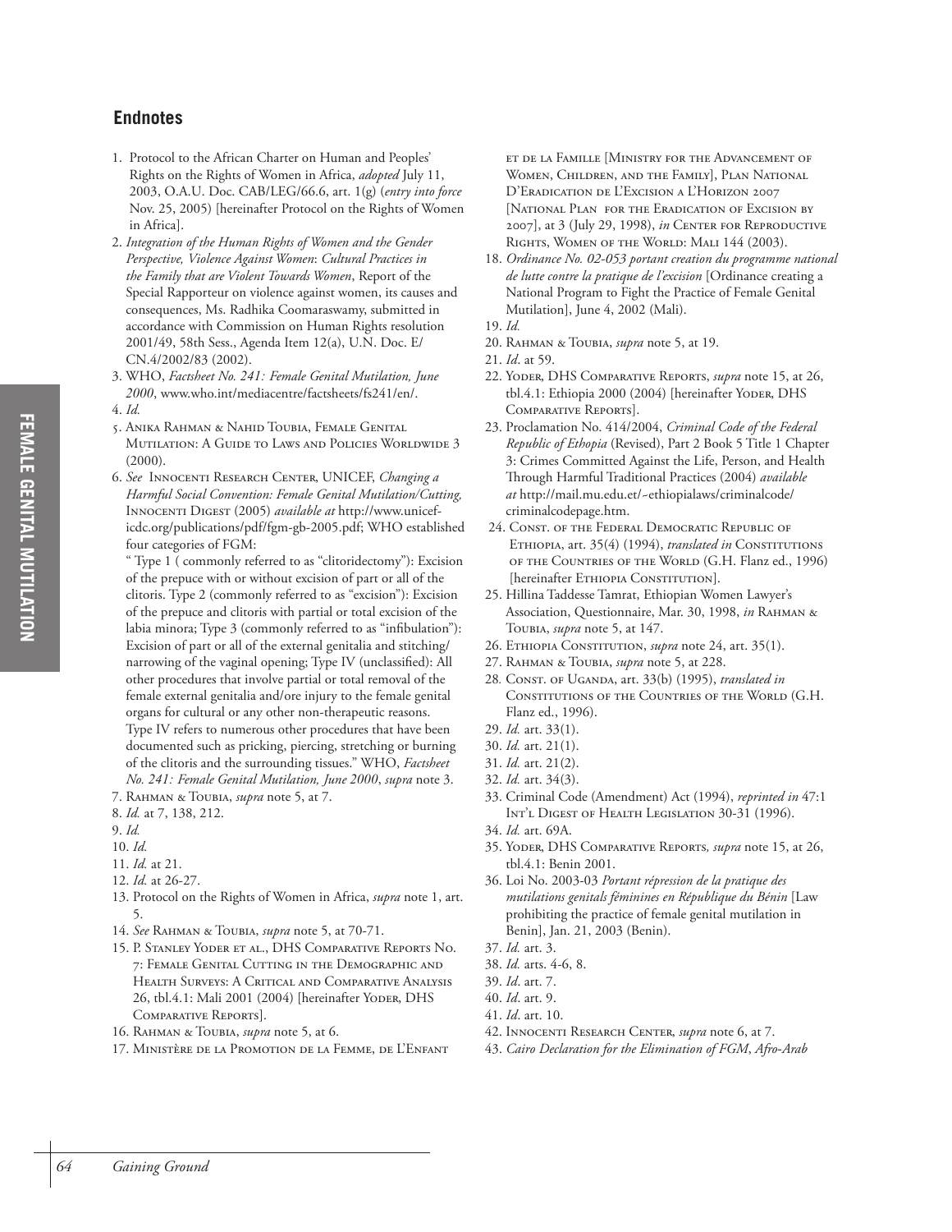## Endnotes

1. Protocol to the African Charter on Human and Peoples' Rights on the Rights of Women in Africa, *adopted* July 11, 2003, O.A.U. Doc. CAB/LEG/66.6, art. 1(g) (*entry into force* Nov. 25, 2005) [hereinafter Protocol on the Rights of Women in Africa].
2. *Integration of the Human Rights of Women and the Gender Perspective, Violence Against Women*: *Cultural Practices in the Family that are Violent Towards Women*, Report of the Special Rapporteur on violence against women, its causes and consequences, Ms. Radhika Coomaraswamy, submitted in accordance with Commission on Human Rights resolution 2001/49, 58th Sess., Agenda Item 12(a), U.N. Doc. E/CN.4/2002/83 (2002).
3. WHO, *Factsheet No. 241: Female Genital Mutilation, June 2000*, www.who.int/mediacentre/factsheets/fs241/en/.
4. *Id.*
5. Anika Rahman & Nahid Toubia, Female Genital Mutilation: A Guide to Laws and Policies Worldwide 3 (2000).
6. *See* Innocenti Research Center, UNICEF, *Changing a Harmful Social Convention: Female Genital Mutilation/Cutting,* Innocenti Digest (2005) *available at* http://www.unicef-icdc.org/publications/pdf/fgm-gb-2005.pdf; WHO established four categories of FGM:
   " Type 1 ( commonly referred to as "clitoridectomy"): Excision of the prepuce with or without excision of part or all of the clitoris. Type 2 (commonly referred to as "excision"): Excision of the prepuce and clitoris with partial or total excision of the labia minora; Type 3 (commonly referred to as "infibulation"): Excision of part or all of the external genitalia and stitching/narrowing of the vaginal opening; Type IV (unclassified): All other procedures that involve partial or total removal of the female external genitalia and/ore injury to the female genital organs for cultural or any other non-therapeutic reasons. Type IV refers to numerous other procedures that have been documented such as pricking, piercing, stretching or burning of the clitoris and the surrounding tissues." WHO, *Factsheet No. 241: Female Genital Mutilation, June 2000*, *supra* note 3.
7. Rahman & Toubia, *supra* note 5, at 7.
8. *Id.* at 7, 138, 212.
9. *Id.*
10. *Id.*
11. *Id.* at 21.
12. *Id.* at 26-27.
13. Protocol on the Rights of Women in Africa, *supra* note 1, art. 5.
14. *See* Rahman & Toubia, *supra* note 5, at 70-71.
15. P. Stanley Yoder et al., DHS Comparative Reports No. 7: Female Genital Cutting in the Demographic and Health Surveys: A Critical and Comparative Analysis 26, tbl.4.1: Mali 2001 (2004) [hereinafter Yoder, DHS Comparative Reports].
16. Rahman & Toubia, *supra* note 5, at 6.
17. Ministère de la Promotion de la Femme, de L'Enfant et de la Famille [Ministry for the Advancement of Women, Children, and the Family], Plan National D'Eradication de L'Excision a L'Horizon 2007 [National Plan for the Eradication of Excision by 2007], at 3 (July 29, 1998), *in* Center for Reproductive Rights, Women of the World: Mali 144 (2003).
18. *Ordinance No. 02-053 portant creation du programme national de lutte contre la pratique de l'excision* [Ordinance creating a National Program to Fight the Practice of Female Genital Mutilation], June 4, 2002 (Mali).
19. *Id.*
20. Rahman & Toubia, *supra* note 5, at 19.
21. *Id*. at 59.
22. Yoder, DHS Comparative Reports, *supra* note 15, at 26, tbl.4.1: Ethiopia 2000 (2004) [hereinafter Yoder, DHS Comparative Reports].
23. Proclamation No. 414/2004, *Criminal Code of the Federal Republic of Ethiopia* (Revised), Part 2 Book 5 Title 1 Chapter 3: Crimes Committed Against the Life, Person, and Health Through Harmful Traditional Practices (2004) *available at* http://mail.mu.edu.et/~ethiopialaws/criminalcode/criminalcodepage.htm.
24. Const. of the Federal Democratic Republic of Ethiopia, art. 35(4) (1994), *translated in* Constitutions of the Countries of the World (G.H. Flanz ed., 1996) [hereinafter Ethiopia Constitution].
25. Hillina Taddesse Tamrat, Ethiopian Women Lawyer's Association, Questionnaire, Mar. 30, 1998, *in* Rahman & Toubia, *supra* note 5, at 147.
26. Ethiopia Constitution, *supra* note 24, art. 35(1).
27. Rahman & Toubia, *supra* note 5, at 228.
28. Const. of Uganda, art. 33(b) (1995), *translated in* Constitutions of the Countries of the World (G.H. Flanz ed., 1996).
29. *Id.* art. 33(1).
30. *Id.* art. 21(1).
31. *Id.* art. 21(2).
32. *Id.* art. 34(3).
33. Criminal Code (Amendment) Act (1994), *reprinted in* 47:1 Int'l Digest of Health Legislation 30-31 (1996).
34. *Id.* art. 69A.
35. Yoder, DHS Comparative Reports*, supra* note 15, at 26, tbl.4.1: Benin 2001.
36. Loi No. 2003-03 *Portant répression de la pratique des mutilations genitals féminines en République du Bénin* [Law prohibiting the practice of female genital mutilation in Benin], Jan. 21, 2003 (Benin).
37. *Id.* art. 3.
38. *Id.* arts. 4-6, 8.
39. *Id*. art. 7.
40. *Id*. art. 9.
41. *Id*. art. 10.
42. Innocenti Research Center*, supra* note 6, at 7.
43. *Cairo Declaration for the Elimination of FGM*, *Afro-Arab*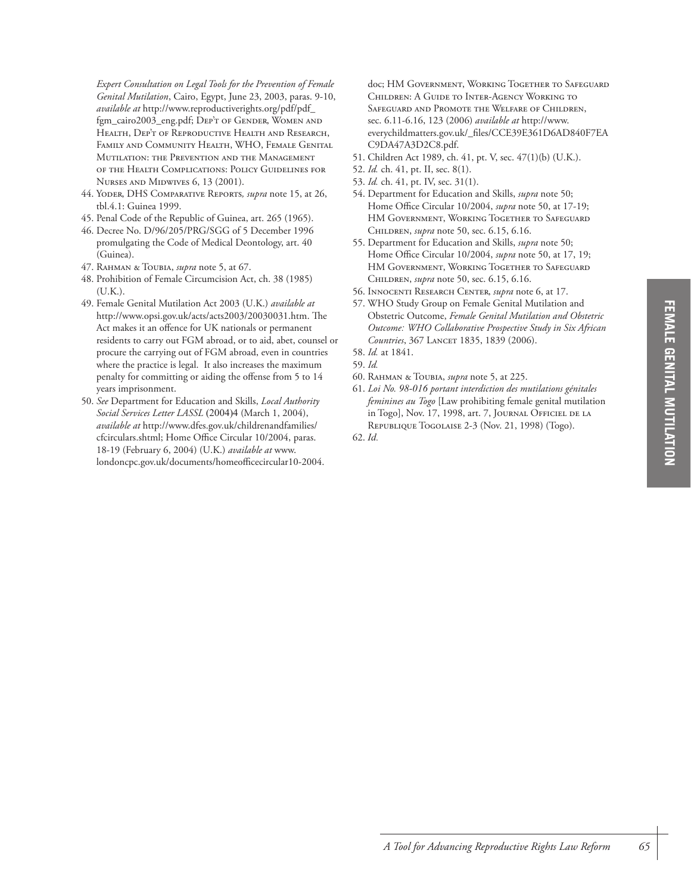*Expert Consultation on Legal Tools for the Prevention of Female Genital Mutilation*, Cairo, Egypt, June 23, 2003, paras. 9-10, *available at* http://www.reproductiverights.org/pdf/pdf_fgm_cairo2003_eng.pdf; Dep't of Gender, Women and Health, Dep't of Reproductive Health and Research, Family and Community Health, WHO, Female Genital Mutilation: the Prevention and the Management of the Health Complications: Policy Guidelines for Nurses and Midwives 6, 13 (2001).

44. Yoder, DHS Comparative Reports*, supra* note 15, at 26, tbl.4.1: Guinea 1999.
45. Penal Code of the Republic of Guinea, art. 265 (1965).
46. Decree No. D/96/205/PRG/SGG of 5 December 1996 promulgating the Code of Medical Deontology, art. 40 (Guinea).
47. Rahman & Toubia, *supra* note 5, at 67.
48. Prohibition of Female Circumcision Act, ch. 38 (1985) (U.K.).
49. Female Genital Mutilation Act 2003 (U.K.) *available at* http://www.opsi.gov.uk/acts/acts2003/20030031.htm. The Act makes it an offence for UK nationals or permanent residents to carry out FGM abroad, or to aid, abet, counsel or procure the carrying out of FGM abroad, even in countries where the practice is legal. It also increases the maximum penalty for committing or aiding the offense from 5 to 14 years imprisonment.
50. *See* Department for Education and Skills, *Local Authority Social Services Letter LASSL* (2004)4 (March 1, 2004), *available at* http://www.dfes.gov.uk/childrenandfamilies/cfcirculars.shtml; Home Office Circular 10/2004, paras. 18-19 (February 6, 2004) (U.K.) *available at* www.londoncpc.gov.uk/documents/homeofficecircular10-2004.doc; HM Government, Working Together to Safeguard Children: A Guide to Inter-Agency Working to Safeguard and Promote the Welfare of Children, sec. 6.11-6.16, 123 (2006) *available at* http://www.everychildmatters.gov.uk/_files/CCE39E361D6AD840F7EAC9DA47A3D2C8.pdf.
51. Children Act 1989, ch. 41, pt. V, sec. 47(1)(b) (U.K.).
52. *Id.* ch. 41, pt. II, sec. 8(1).
53. *Id.* ch. 41, pt. IV, sec. 31(1).
54. Department for Education and Skills, *supra* note 50; Home Office Circular 10/2004, *supra* note 50, at 17-19; HM Government, Working Together to Safeguard Children, *supra* note 50, sec. 6.15, 6.16.
55. Department for Education and Skills, *supra* note 50; Home Office Circular 10/2004, *supra* note 50, at 17, 19; HM Government, Working Together to Safeguard Children, *supra* note 50, sec. 6.15, 6.16.
56. Innocenti Research Center, *supra* note 6, at 17.
57. WHO Study Group on Female Genital Mutilation and Obstetric Outcome, *Female Genital Mutilation and Obstetric Outcome: WHO Collaborative Prospective Study in Six African Countries*, 367 Lancet 1835, 1839 (2006).
58. *Id.* at 1841.
59. *Id.*
60. Rahman & Toubia, *supra* note 5, at 225.
61. *Loi No. 98-016 portant interdiction des mutilations génitales feminines au Togo* [Law prohibiting female genital mutilation in Togo], Nov. 17, 1998, art. 7, Journal Officiel de la Republique Togolaise 2-3 (Nov. 21, 1998) (Togo).
62. *Id.*